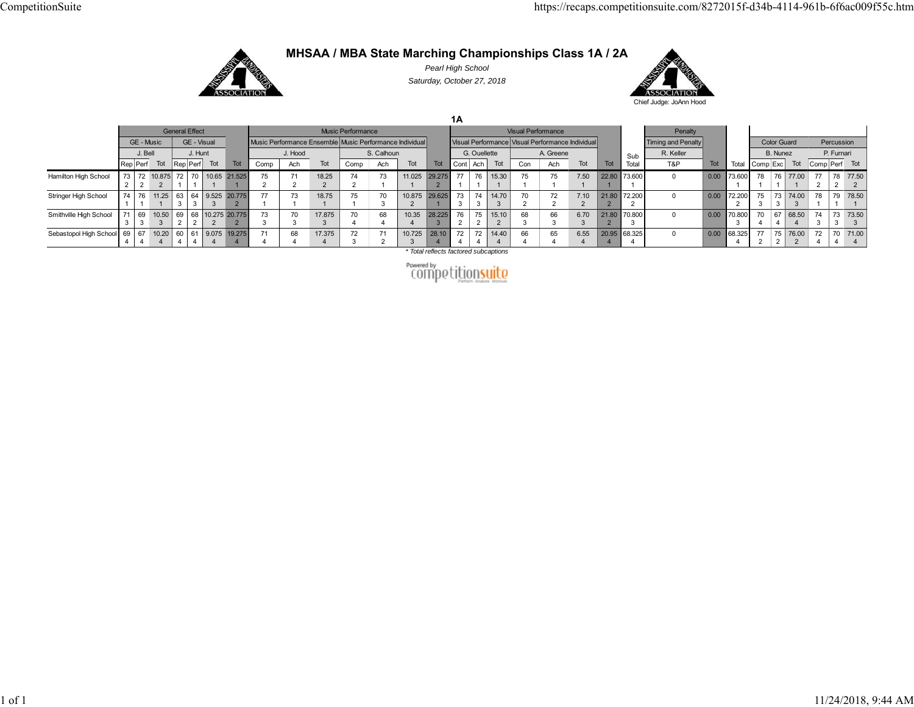# MHSAA / MBA State Marching Championships Class 1A / 2A

*Pearl High School*

*Saturday, October 27, 2018*

Chief Judge: JoAnn Hood

## 1A

| | General Effect | | | | | | | | Music Performance | | | | | | | Visual Performance | | | | | | | | Penalty | | | Color Guard | | | Percussion | | |
|---|---|---|---|---|---|---|---|---|---|---|---|---|---|---|---|---|---|---|---|---|---|---|---|---|---|---|---|---|---|---|---|---|
| | GE - Music | | | GE - Visual | | | | Music Performance Ensemble | | | Music Performance Individual | | | | Visual Performance | | | Visual Performance Individual | | | | | Timing and Penalty | | | | | | | | |
| | J. Bell | | | J. Hunt | | | | J. Hood | | | S. Calhoun | | | | G. Ouellette | | | A. Greene | | | | | R. Keller | | | B. Nunez | | | P. Furnari | | |
| | Rep | Perf | Tot | Rep | Perf | Tot | Tot | Comp | Ach | Tot | Comp | Ach | Tot | Tot | Cont | Ach | Tot | Con | Ach | Tot | Tot | Sub Total | T&P | Tot | Total | Comp | Exc | Tot | Comp | Perf | Tot |
| Hamilton High School | 73 2 | 72 2 | 10.875 2 | 72 1 | 70 1 | 10.65 1 | 21.525 1 | 75 2 | 71 2 | 18.25 2 | 74 2 | 73 1 | 11.025 1 | 29.275 2 | 77 1 | 76 1 | 15.30 1 | 75 1 | 75 1 | 7.50 1 | 22.80 1 | 73.600 1 | 0 | 0.00 | 73.600 1 | 78 1 | 76 1 | 77.00 1 | 77 2 | 78 2 | 77.50 2 |
| Stringer High School | 74 1 | 76 1 | 11.25 1 | 63 3 | 64 3 | 9.525 3 | 20.775 2 | 77 1 | 73 1 | 18.75 1 | 75 1 | 70 3 | 10.875 2 | 29.625 1 | 73 3 | 74 3 | 14.70 3 | 70 2 | 72 2 | 7.10 2 | 21.80 2 | 72.200 2 | 0 | 0.00 | 72.200 2 | 75 3 | 73 3 | 74.00 3 | 78 1 | 79 1 | 78.50 1 |
| Smithville High School | 71 3 | 69 3 | 10.50 3 | 69 2 | 68 2 | 10.275 2 | 20.775 2 | 73 3 | 70 3 | 17.875 3 | 70 4 | 68 4 | 10.35 4 | 28.225 3 | 76 2 | 75 2 | 15.10 2 | 68 3 | 66 3 | 6.70 3 | 21.80 2 | 70.800 3 | 0 | 0.00 | 70.800 3 | 70 4 | 67 4 | 68.50 4 | 74 3 | 73 3 | 73.50 3 |
| Sebastopol High School | 69 4 | 67 4 | 10.20 4 | 60 4 | 61 4 | 9.075 4 | 19.275 4 | 71 4 | 68 4 | 17.375 4 | 72 3 | 71 2 | 10.725 3 | 28.10 4 | 72 4 | 72 4 | 14.40 4 | 66 4 | 65 4 | 6.55 4 | 20.95 4 | 68.325 4 | 0 | 0.00 | 68.325 4 | 77 2 | 75 2 | 76.00 2 | 72 4 | 70 4 | 71.00 4 |

\* Total reflects factored subcaptions

Powered by competitionsuite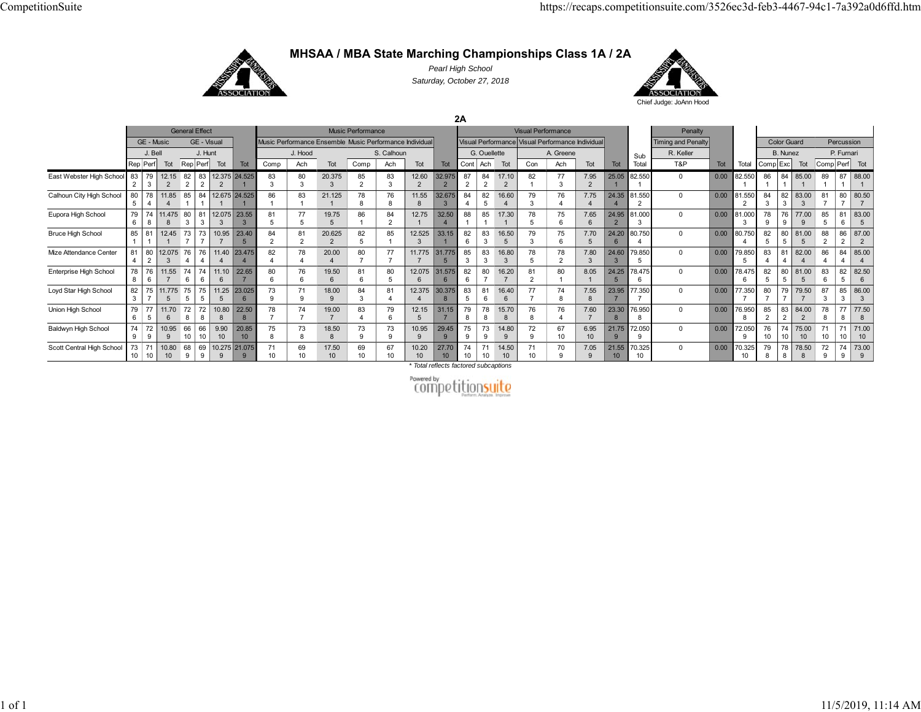# MHSAA / MBA State Marching Championships Class 1A / 2A

*Pearl High School*

*Saturday, October 27, 2018*

Chief Judge: JoAnn Hood

## 2A

| | General Effect | | | | | | | Music Performance | | | | | | | Visual Performance | | | | | | | | Penalty | | | Color Guard | | | Percussion | | |
|---|---|---|---|---|---|---|---|---|---|---|---|---|---|---|---|---|---|---|---|---|---|---|---|---|---|---|---|---|---|---|---|
| | GE - Music | | | GE - Visual | | | | Music Performance Ensemble | | | Music Performance Individual | | | | Visual Performance | | | Visual Performance Individual | | | | | Timing and Penalty | | | | | | | | |
| | J. Bell | | | J. Hunt | | | | J. Hood | | | S. Calhoun | | | | G. Ouellette | | | A. Greene | | | | | R. Keller | | | B. Nunez | | | P. Furnari | | |
| | Rep | Perf | Tot | Rep | Perf | Tot | Tot | Comp | Ach | Tot | Comp | Ach | Tot | Tot | Cont | Ach | Tot | Con | Ach | Tot | Tot | Sub Total | T&P | Tot | Total | Comp | Exc | Tot | Comp | Perf | Tot |
| East Webster High School | 83 2 | 79 3 | 12.15 2 | 82 2 | 83 2 | 12.375 2 | 24.525 1 | 83 3 | 80 3 | 20.375 3 | 85 2 | 83 3 | 12.60 2 | 32.975 2 | 87 2 | 84 2 | 17.10 2 | 82 1 | 77 3 | 7.95 2 | 25.05 1 | 82.550 1 | 0 | 0.00 | 82.550 1 | 86 1 | 84 1 | 85.00 1 | 89 1 | 87 1 | 88.00 1 |
| Calhoun City High School | 80 5 | 78 4 | 11.85 4 | 85 1 | 84 1 | 12.675 1 | 24.525 1 | 86 1 | 83 1 | 21.125 1 | 78 8 | 76 8 | 11.55 8 | 32.675 3 | 84 4 | 82 5 | 16.60 4 | 79 3 | 76 4 | 7.75 4 | 24.35 4 | 81.550 2 | 0 | 0.00 | 81.550 2 | 84 3 | 82 3 | 83.00 3 | 81 7 | 80 7 | 80.50 7 |
| Eupora High School | 79 6 | 74 8 | 11.475 8 | 80 3 | 81 3 | 12.075 3 | 23.55 3 | 81 5 | 77 5 | 19.75 5 | 86 1 | 84 2 | 12.75 1 | 32.50 4 | 88 1 | 85 1 | 17.30 1 | 78 5 | 75 6 | 7.65 6 | 24.95 2 | 81.000 3 | 0 | 0.00 | 81.000 3 | 78 9 | 76 9 | 77.00 9 | 85 5 | 81 6 | 83.00 5 |
| Bruce High School | 85 1 | 81 1 | 12.45 1 | 73 7 | 73 7 | 10.95 7 | 23.40 5 | 84 2 | 81 2 | 20.625 2 | 82 5 | 85 1 | 12.525 3 | 33.15 1 | 82 6 | 83 3 | 16.50 5 | 79 3 | 75 6 | 7.70 5 | 24.20 6 | 80.750 4 | 0 | 0.00 | 80.750 4 | 82 5 | 80 5 | 81.00 5 | 88 2 | 86 2 | 87.00 2 |
| Mize Attendance Center | 81 4 | 80 2 | 12.075 3 | 76 4 | 76 4 | 11.40 4 | 23.475 4 | 82 4 | 78 4 | 20.00 4 | 80 7 | 77 7 | 11.775 7 | 31.775 5 | 85 3 | 83 3 | 16.80 3 | 78 5 | 78 2 | 7.80 3 | 24.60 3 | 79.850 5 | 0 | 0.00 | 79.850 5 | 83 4 | 81 4 | 82.00 4 | 86 4 | 84 4 | 85.00 4 |
| Enterprise High School | 78 8 | 76 6 | 11.55 7 | 74 6 | 74 6 | 11.10 6 | 22.65 7 | 80 6 | 76 6 | 19.50 6 | 81 6 | 80 5 | 12.075 6 | 31.575 6 | 82 6 | 80 7 | 16.20 7 | 81 2 | 80 1 | 8.05 1 | 24.25 5 | 78.475 6 | 0 | 0.00 | 78.475 6 | 82 5 | 80 5 | 81.00 5 | 83 6 | 82 5 | 82.50 6 |
| Loyd Star High School | 82 3 | 75 7 | 11.775 5 | 75 5 | 75 5 | 11.25 5 | 23.025 6 | 73 9 | 71 9 | 18.00 9 | 84 3 | 81 4 | 12.375 4 | 30.375 8 | 83 5 | 81 6 | 16.40 6 | 77 7 | 74 8 | 7.55 8 | 23.95 7 | 77.350 7 | 0 | 0.00 | 77.350 7 | 80 7 | 79 7 | 79.50 7 | 87 3 | 85 3 | 86.00 3 |
| Union High School | 79 6 | 77 5 | 11.70 6 | 72 8 | 72 8 | 10.80 8 | 22.50 8 | 78 7 | 74 7 | 19.00 7 | 83 4 | 79 6 | 12.15 5 | 31.15 7 | 79 8 | 78 8 | 15.70 8 | 76 8 | 76 4 | 7.60 7 | 23.30 8 | 76.950 8 | 0 | 0.00 | 76.950 8 | 85 2 | 83 2 | 84.00 2 | 78 8 | 77 8 | 77.50 8 |
| Baldwyn High School | 74 9 | 72 9 | 10.95 9 | 66 10 | 66 10 | 9.90 10 | 20.85 10 | 75 8 | 73 8 | 18.50 8 | 73 9 | 73 9 | 10.95 9 | 29.45 9 | 75 9 | 73 9 | 14.80 9 | 72 9 | 67 10 | 6.95 10 | 21.75 9 | 72.050 9 | 0 | 0.00 | 72.050 9 | 76 10 | 74 10 | 75.00 10 | 71 10 | 71 10 | 71.00 10 |
| Scott Central High School | 73 10 | 71 10 | 10.80 10 | 68 9 | 69 9 | 10.275 9 | 21.075 9 | 71 10 | 69 10 | 17.50 10 | 69 10 | 67 10 | 10.20 10 | 27.70 10 | 74 10 | 71 10 | 14.50 10 | 71 10 | 70 9 | 7.05 9 | 21.55 10 | 70.325 10 | 0 | 0.00 | 70.325 10 | 79 8 | 78 8 | 78.50 8 | 72 9 | 74 9 | 73.00 9 |

* Total reflects factored subcaptions

Powered by competitionsuite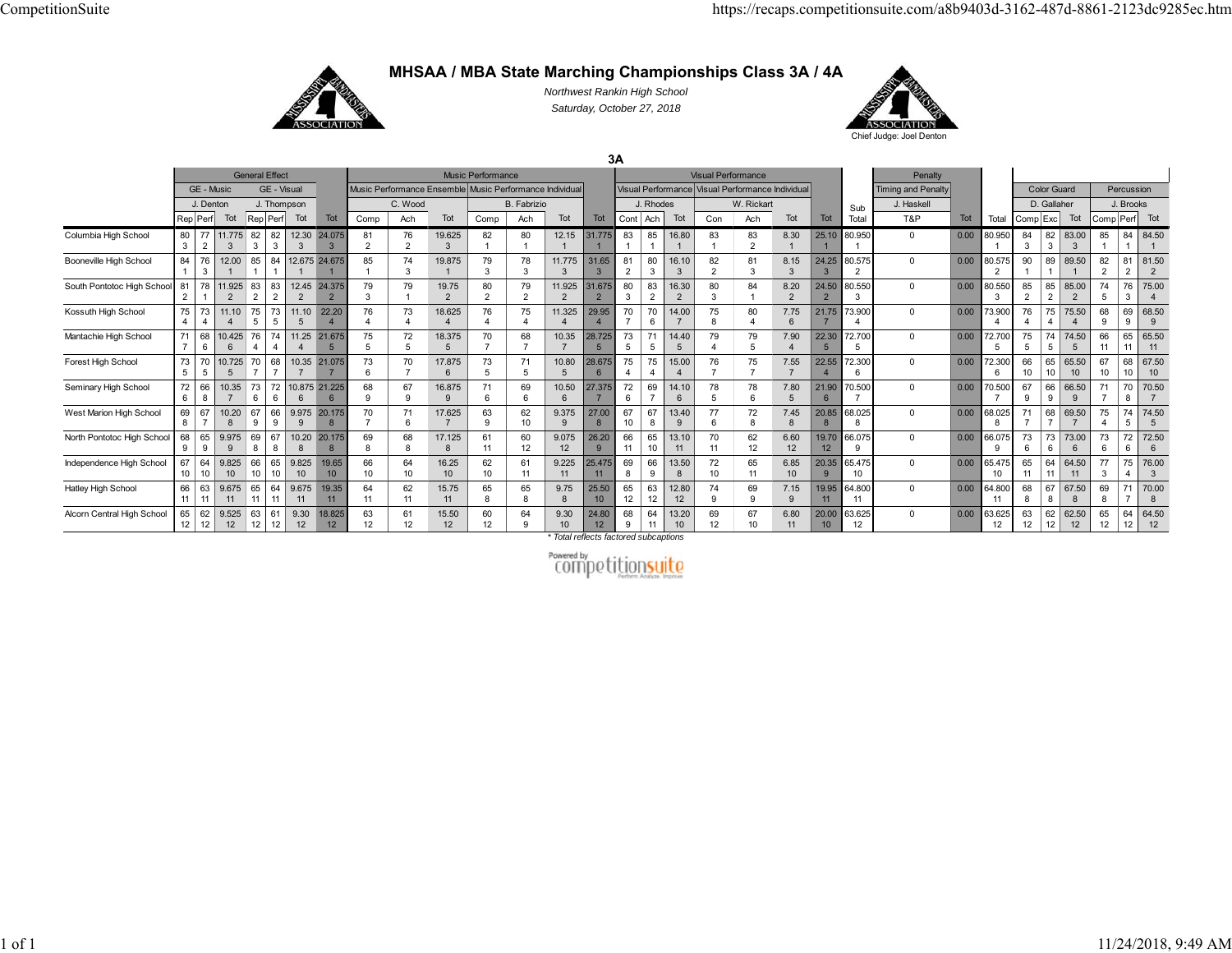# MHSAA / MBA State Marching Championships Class 3A / 4A

*Northwest Rankin High School*

*Saturday, October 27, 2018*

Chief Judge: Joel Denton

## 3A

| | General Effect | | | | | | | Music Performance | | | | | | | Visual Performance | | | | | | | | Penalty | | | Color Guard | | | Percussion | | |
|---|---|---|---|---|---|---|---|---|---|---|---|---|---|---|---|---|---|---|---|---|---|---|---|---|---|---|---|---|---|---|---|
| | GE - Music | | | GE - Visual | | | | Music Performance Ensemble | | | Music Performance Individual | | | | Visual Performance | | | Visual Performance Individual | | | | | Timing and Penalty | | | | | | | | |
| | J. Denton | | | J. Thompson | | | | C. Wood | | | B. Fabrizio | | | | J. Rhodes | | | W. Rickart | | | | Sub | J. Haskell | | | D. Gallaher | | | J. Brooks | | |
| | Rep | Perf | Tot | Rep | Perf | Tot | Tot | Comp | Ach | Tot | Comp | Ach | Tot | Tot | Cont | Ach | Tot | Con | Ach | Tot | Tot | Total | T&P | Tot | Total | Comp | Exc | Tot | Comp | Perf | Tot |
| Columbia High School | 80 3 | 77 2 | 11.775 3 | 82 3 | 82 3 | 12.30 3 | 24.075 3 | 81 2 | 76 2 | 19.625 3 | 82 1 | 80 1 | 12.15 1 | 31.775 1 | 83 1 | 85 1 | 16.80 1 | 83 1 | 83 2 | 8.30 1 | 25.10 1 | 80.950 1 | 0 | 0.00 | 80.950 1 | 84 3 | 82 3 | 83.00 3 | 85 1 | 84 1 | 84.50 1 |
| Booneville High School | 84 1 | 76 3 | 12.00 1 | 85 1 | 84 1 | 12.675 1 | 24.675 1 | 85 1 | 74 3 | 19.875 1 | 79 3 | 78 3 | 11.775 3 | 31.65 3 | 81 2 | 80 3 | 16.10 3 | 82 2 | 81 3 | 8.15 3 | 24.25 3 | 80.575 2 | 0 | 0.00 | 80.575 2 | 90 1 | 89 1 | 89.50 1 | 82 2 | 81 2 | 81.50 2 |
| South Pontotoc High School | 81 2 | 78 1 | 11.925 2 | 83 2 | 83 2 | 12.45 2 | 24.375 2 | 79 3 | 79 1 | 19.75 2 | 80 2 | 79 2 | 11.925 2 | 31.675 2 | 80 3 | 83 2 | 16.30 2 | 80 3 | 84 1 | 8.20 2 | 24.50 2 | 80.550 3 | 0 | 0.00 | 80.550 3 | 85 2 | 85 2 | 85.00 2 | 74 5 | 76 3 | 75.00 4 |
| Kossuth High School | 75 4 | 73 4 | 11.10 4 | 75 5 | 73 5 | 11.10 5 | 22.20 4 | 76 4 | 73 4 | 18.625 4 | 76 4 | 75 4 | 11.325 4 | 29.95 4 | 70 7 | 70 6 | 14.00 7 | 75 8 | 80 4 | 7.75 6 | 21.75 7 | 73.900 4 | 0 | 0.00 | 73.900 4 | 76 4 | 75 4 | 75.50 4 | 68 9 | 69 9 | 68.50 9 |
| Mantachie High School | 71 7 | 68 6 | 10.425 6 | 76 4 | 74 4 | 11.25 4 | 21.675 5 | 75 5 | 72 5 | 18.375 5 | 70 7 | 68 7 | 10.35 7 | 28.725 5 | 73 5 | 71 5 | 14.40 5 | 79 4 | 79 5 | 7.90 4 | 22.30 5 | 72.700 5 | 0 | 0.00 | 72.700 5 | 75 5 | 74 5 | 74.50 5 | 66 11 | 65 11 | 65.50 11 |
| Forest High School | 73 5 | 70 5 | 10.725 5 | 70 7 | 68 7 | 10.35 7 | 21.075 7 | 73 6 | 70 7 | 17.875 6 | 73 5 | 71 5 | 10.80 5 | 28.675 6 | 75 4 | 75 4 | 15.00 4 | 76 7 | 75 7 | 7.55 7 | 22.55 4 | 72.300 6 | 0 | 0.00 | 72.300 6 | 66 10 | 65 10 | 65.50 10 | 67 10 | 68 10 | 67.50 10 |
| Seminary High School | 72 6 | 66 8 | 10.35 7 | 73 6 | 72 6 | 10.875 6 | 21.225 6 | 68 9 | 67 9 | 16.875 9 | 71 6 | 69 6 | 10.50 6 | 27.375 7 | 72 6 | 69 7 | 14.10 6 | 78 5 | 78 6 | 7.80 5 | 21.90 6 | 70.500 7 | 0 | 0.00 | 70.500 7 | 67 9 | 66 9 | 66.50 9 | 71 7 | 70 8 | 70.50 7 |
| West Marion High School | 69 8 | 67 7 | 10.20 8 | 67 9 | 66 9 | 9.975 9 | 20.175 8 | 70 7 | 71 6 | 17.625 7 | 63 9 | 62 10 | 9.375 9 | 27.00 8 | 67 10 | 67 8 | 13.40 9 | 77 6 | 72 8 | 7.45 8 | 20.85 8 | 68.025 8 | 0 | 0.00 | 68.025 8 | 71 7 | 68 7 | 69.50 7 | 75 4 | 74 5 | 74.50 5 |
| North Pontotoc High School | 68 9 | 65 9 | 9.975 9 | 69 8 | 67 8 | 10.20 8 | 20.175 8 | 69 8 | 68 8 | 17.125 8 | 61 11 | 60 12 | 9.075 12 | 26.20 9 | 66 11 | 65 10 | 13.10 11 | 70 11 | 62 12 | 6.60 12 | 19.70 12 | 66.075 9 | 0 | 0.00 | 66.075 9 | 73 6 | 73 6 | 73.00 6 | 73 6 | 72 6 | 72.50 6 |
| Independence High School | 67 10 | 64 10 | 9.825 10 | 66 10 | 65 10 | 9.825 10 | 19.65 10 | 66 10 | 64 10 | 16.25 10 | 62 10 | 61 11 | 9.225 11 | 25.475 11 | 69 8 | 66 9 | 13.50 8 | 72 10 | 65 11 | 6.85 10 | 20.35 9 | 65.475 10 | 0 | 0.00 | 65.475 10 | 65 11 | 64 11 | 64.50 11 | 77 3 | 75 4 | 76.00 3 |
| Hatley High School | 66 11 | 63 11 | 9.675 11 | 65 11 | 64 11 | 9.675 11 | 19.35 11 | 64 11 | 62 11 | 15.75 11 | 65 8 | 65 8 | 9.75 8 | 25.50 10 | 65 12 | 63 12 | 12.80 12 | 74 9 | 69 9 | 7.15 9 | 19.95 11 | 64.800 11 | 0 | 0.00 | 64.800 11 | 68 8 | 67 8 | 67.50 8 | 69 8 | 71 7 | 70.00 8 |
| Alcorn Central High School | 65 12 | 62 12 | 9.525 12 | 63 12 | 61 12 | 9.30 12 | 18.825 12 | 63 12 | 61 12 | 15.50 12 | 60 12 | 64 9 | 9.30 10 | 24.80 12 | 68 9 | 64 11 | 13.20 10 | 69 12 | 67 10 | 6.80 11 | 20.00 10 | 63.625 12 | 0 | 0.00 | 63.625 12 | 63 12 | 62 12 | 62.50 12 | 65 12 | 64 12 | 64.50 12 |

* Total reflects factored subcaptions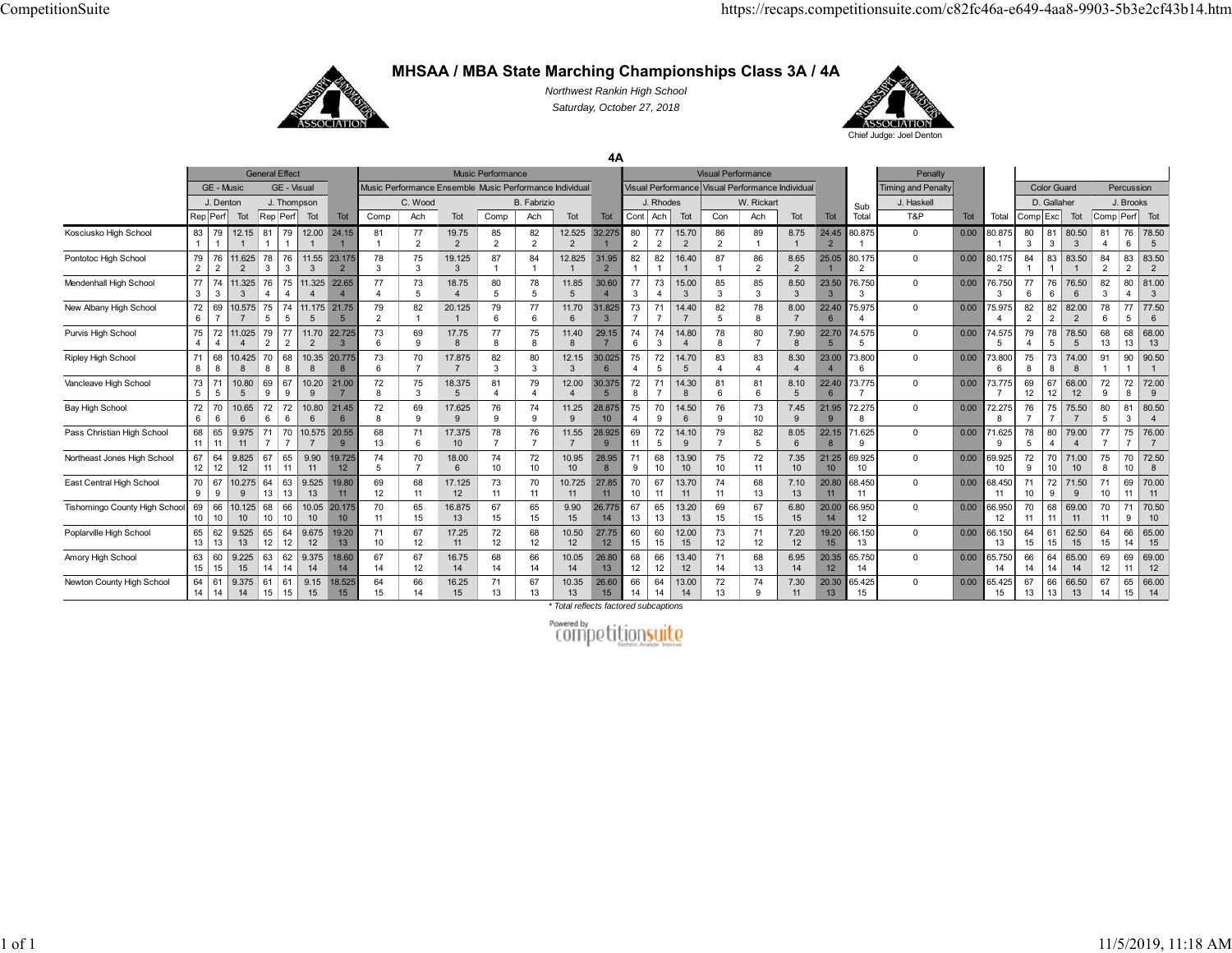# MHSAA / MBA State Marching Championships Class 3A / 4A

*Northwest Rankin High School*

*Saturday, October 27, 2018*

Chief Judge: Joel Denton

## 4A

| | General Effect | | | | | | | Music Performance | | | | | | | Visual Performance | | | | | | | | Penalty | | | Color Guard | | | Percussion | | |
|---|---|---|---|---|---|---|---|---|---|---|---|---|---|---|---|---|---|---|---|---|---|---|---|---|---|---|---|---|---|---|---|
| | GE - Music | | | GE - Visual | | | | Music Performance Ensemble | | | Music Performance Individual | | | | Visual Performance Ensemble | | | Visual Performance Individual | | | | | Timing and Penalty | | | | | | | | |
| | J. Denton | | | J. Thompson | | | | C. Wood | | | B. Fabrizio | | | | J. Rhodes | | | W. Rickart | | | | Sub | J. Haskell | | | D. Gallaher | | | J. Brooks | | |
| | Rep | Perf | Tot | Rep | Perf | Tot | Tot | Comp | Ach | Tot | Comp | Ach | Tot | Tot | Cont | Ach | Tot | Con | Ach | Tot | Tot | Total | T&P | Tot | Total | Comp | Exc | Tot | Comp | Perf | Tot |
| Kosciusko High School | 83 1 | 79 1 | 12.15 1 | 81 1 | 79 1 | 12.00 1 | 24.15 1 | 81 1 | 77 2 | 19.75 2 | 85 2 | 82 2 | 12.525 2 | 32.275 1 | 80 2 | 77 2 | 15.70 2 | 86 2 | 89 1 | 8.75 1 | 24.45 2 | 80.875 1 | 0 | 0.00 | 80.875 1 | 80 3 | 81 3 | 80.50 3 | 81 4 | 76 6 | 78.50 5 |
| Pontotoc High School | 79 2 | 76 2 | 11.625 2 | 78 3 | 76 3 | 11.55 3 | 23.175 2 | 78 3 | 75 3 | 19.125 3 | 87 1 | 84 1 | 12.825 1 | 31.95 2 | 82 1 | 82 1 | 16.40 1 | 87 1 | 86 2 | 8.65 2 | 25.05 1 | 80.175 2 | 0 | 0.00 | 80.175 2 | 84 1 | 83 1 | 83.50 1 | 84 2 | 83 2 | 83.50 2 |
| Mendenhall High School | 77 3 | 74 3 | 11.325 3 | 76 4 | 75 4 | 11.325 4 | 22.65 4 | 77 4 | 73 5 | 18.75 4 | 80 5 | 78 5 | 11.85 5 | 30.60 4 | 77 3 | 73 4 | 15.00 3 | 85 3 | 85 3 | 8.50 3 | 23.50 3 | 76.750 3 | 0 | 0.00 | 76.750 3 | 77 6 | 76 6 | 76.50 6 | 82 3 | 80 4 | 81.00 3 |
| New Albany High School | 72 6 | 69 7 | 10.575 7 | 75 5 | 74 5 | 11.175 5 | 21.75 5 | 79 2 | 82 1 | 20.125 1 | 79 6 | 77 6 | 11.70 6 | 31.825 3 | 73 7 | 71 7 | 14.40 7 | 82 5 | 78 8 | 8.00 7 | 22.40 6 | 75.975 4 | 0 | 0.00 | 75.975 4 | 82 2 | 82 2 | 82.00 2 | 78 6 | 77 5 | 77.50 6 |
| Purvis High School | 75 4 | 72 4 | 11.025 4 | 79 2 | 77 2 | 11.70 2 | 22.725 3 | 73 6 | 69 9 | 17.75 8 | 77 8 | 75 8 | 11.40 8 | 29.15 7 | 74 6 | 74 3 | 14.80 4 | 78 8 | 80 7 | 7.90 8 | 22.70 5 | 74.575 5 | 0 | 0.00 | 74.575 5 | 79 4 | 78 5 | 78.50 5 | 68 13 | 68 13 | 68.00 13 |
| Ripley High School | 71 8 | 68 8 | 10.425 8 | 70 8 | 68 8 | 10.35 8 | 20.775 8 | 73 6 | 70 7 | 17.875 7 | 82 3 | 80 3 | 12.15 3 | 30.025 6 | 75 4 | 72 5 | 14.70 5 | 83 4 | 83 4 | 8.30 4 | 23.00 4 | 73.800 6 | 0 | 0.00 | 73.800 6 | 75 8 | 73 8 | 74.00 8 | 91 1 | 90 1 | 90.50 1 |
| Vancleave High School | 73 5 | 71 5 | 10.80 5 | 69 9 | 67 9 | 10.20 9 | 21.00 7 | 72 8 | 75 3 | 18.375 5 | 81 4 | 79 4 | 12.00 4 | 30.375 5 | 72 8 | 71 7 | 14.30 8 | 81 6 | 81 6 | 8.10 5 | 22.40 6 | 73.775 7 | 0 | 0.00 | 73.775 7 | 69 12 | 67 12 | 68.00 12 | 72 9 | 72 8 | 72.00 9 |
| Bay High School | 72 6 | 70 6 | 10.65 6 | 72 6 | 72 6 | 10.80 6 | 21.45 6 | 72 8 | 69 9 | 17.625 9 | 76 9 | 74 9 | 11.25 9 | 28.875 10 | 75 4 | 70 9 | 14.50 6 | 76 9 | 73 10 | 7.45 9 | 21.95 9 | 72.275 8 | 0 | 0.00 | 72.275 8 | 76 7 | 75 7 | 75.50 7 | 80 5 | 81 3 | 80.50 4 |
| Pass Christian High School | 68 11 | 65 11 | 9.975 11 | 71 7 | 70 7 | 10.575 7 | 20.55 9 | 68 13 | 71 6 | 17.375 10 | 78 7 | 76 7 | 11.55 7 | 28.925 9 | 69 11 | 72 5 | 14.10 9 | 79 7 | 82 5 | 8.05 6 | 22.15 8 | 71.625 9 | 0 | 0.00 | 71.625 9 | 78 5 | 80 4 | 79.00 4 | 77 7 | 75 7 | 76.00 7 |
| Northeast Jones High School | 67 12 | 64 12 | 9.825 12 | 67 11 | 65 11 | 9.90 11 | 19.725 12 | 74 5 | 70 7 | 18.00 6 | 74 10 | 72 10 | 10.95 10 | 28.95 8 | 71 9 | 68 10 | 13.90 10 | 75 10 | 72 11 | 7.35 10 | 21.25 10 | 69.925 10 | 0 | 0.00 | 69.925 10 | 72 9 | 70 10 | 71.00 10 | 75 8 | 70 10 | 72.50 8 |
| East Central High School | 70 9 | 67 9 | 10.275 9 | 64 13 | 63 13 | 9.525 13 | 19.80 11 | 69 12 | 68 11 | 17.125 12 | 73 11 | 70 11 | 10.725 11 | 27.85 11 | 70 10 | 67 11 | 13.70 11 | 74 11 | 68 13 | 7.10 13 | 20.80 11 | 68.450 11 | 0 | 0.00 | 68.450 11 | 71 10 | 72 9 | 71.50 9 | 71 10 | 69 11 | 70.00 11 |
| Tishomingo County High School | 69 10 | 66 10 | 10.125 10 | 68 10 | 66 10 | 10.05 10 | 20.175 10 | 70 11 | 65 15 | 16.875 13 | 67 15 | 65 15 | 9.90 15 | 26.775 14 | 67 13 | 65 13 | 13.20 13 | 69 15 | 67 15 | 6.80 15 | 20.00 14 | 66.950 12 | 0 | 0.00 | 66.950 12 | 70 11 | 68 11 | 69.00 11 | 70 11 | 71 9 | 70.50 10 |
| Poplarville High School | 65 13 | 62 13 | 9.525 13 | 65 12 | 64 12 | 9.675 12 | 19.20 13 | 71 10 | 67 12 | 17.25 11 | 72 12 | 68 12 | 10.50 12 | 27.75 12 | 60 15 | 60 15 | 12.00 15 | 73 12 | 71 12 | 7.20 12 | 19.20 15 | 66.150 13 | 0 | 0.00 | 66.150 13 | 64 15 | 61 15 | 62.50 15 | 64 15 | 66 14 | 65.00 15 |
| Amory High School | 63 15 | 60 15 | 9.225 15 | 63 14 | 62 14 | 9.375 14 | 18.60 14 | 67 14 | 67 12 | 16.75 14 | 68 14 | 66 14 | 10.05 14 | 26.80 13 | 68 12 | 66 12 | 13.40 12 | 71 14 | 68 13 | 6.95 14 | 20.35 12 | 65.750 14 | 0 | 0.00 | 65.750 14 | 66 14 | 64 14 | 65.00 14 | 69 12 | 69 11 | 69.00 12 |
| Newton County High School | 64 14 | 61 14 | 9.375 14 | 61 15 | 61 15 | 9.15 15 | 18.525 15 | 64 15 | 66 14 | 16.25 15 | 71 13 | 67 13 | 10.35 13 | 26.60 15 | 66 14 | 64 14 | 13.00 14 | 72 13 | 74 9 | 7.30 11 | 20.30 13 | 65.425 15 | 0 | 0.00 | 65.425 15 | 67 13 | 66 13 | 66.50 13 | 67 14 | 65 15 | 66.00 14 |

*\* Total reflects factored subcaptions*

Powered by competitionsuite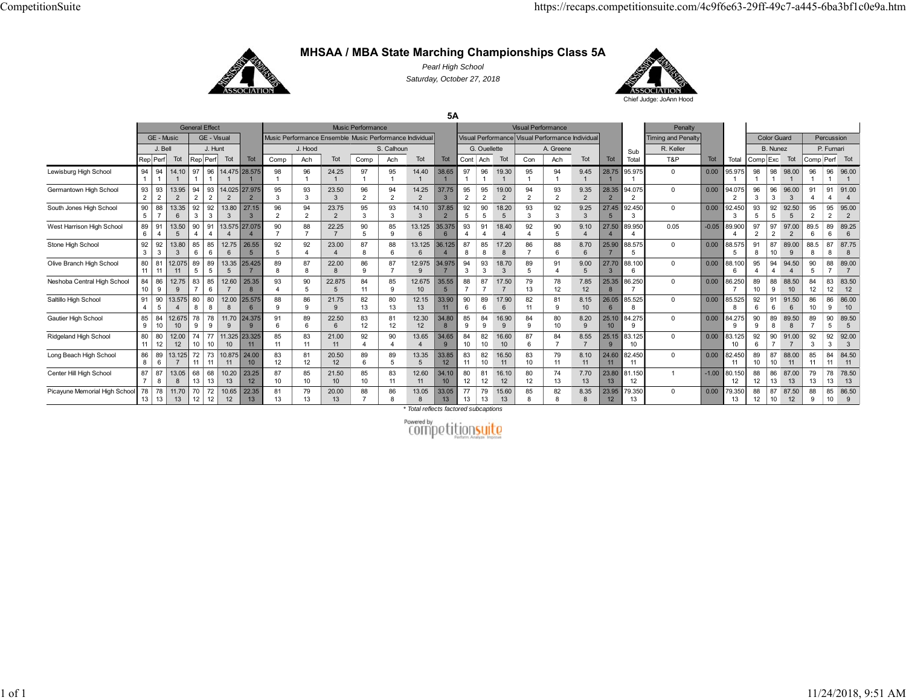# MHSAA / MBA State Marching Championships Class 5A

*Pearl High School*

*Saturday, October 27, 2018*

Chief Judge: JoAnn Hood

## 5A

| | General Effect | | | | | | | Music Performance | | | | | | | Visual Performance | | | | | | | | Penalty | | | Color Guard | | | Percussion | | |
|---|---|---|---|---|---|---|---|---|---|---|---|---|---|---|---|---|---|---|---|---|---|---|---|---|---|---|---|---|---|---|---|
| | GE - Music | | | GE - Visual | | | | Music Performance Ensemble | | | Music Performance Individual | | | | Visual Performance Ensemble | | | Visual Performance Individual | | | | | Timing and Penalty | | | | | | | | |
| | J. Bell | | | J. Hunt | | | | J. Hood | | | S. Calhoun | | | | G. Ouellette | | | A. Greene | | | | | R. Keller | | | B. Nunez | | | P. Furnari | | |
| | Rep | Perf | Tot | Rep | Perf | Tot | Tot | Comp | Ach | Tot | Comp | Ach | Tot | Tot | Cont | Ach | Tot | Con | Ach | Tot | Tot | Sub Total | T&P | Tot | Total | Comp | Exc | Tot | Comp | Perf | Tot |
| Lewisburg High School | 94 / 1 | 94 / 1 | 14.10 / 1 | 97 / 1 | 96 / 1 | 14.475 / 1 | 28.575 / 1 | 98 / 1 | 96 / 1 | 24.25 / 1 | 97 / 1 | 95 / 1 | 14.40 / 1 | 38.65 / 1 | 97 / 1 | 96 / 1 | 19.30 / 1 | 95 / 1 | 94 / 1 | 9.45 / 1 | 28.75 / 1 | 95.975 / 1 | 0 | 0.00 | 95.975 / 1 | 98 / 1 | 98 / 1 | 98.00 / 1 | 96 / 1 | 96 / 1 | 96.00 / 1 |
| Germantown High School | 93 / 2 | 93 / 2 | 13.95 / 2 | 94 / 2 | 93 / 2 | 14.025 / 2 | 27.975 / 2 | 95 / 3 | 93 / 3 | 23.50 / 3 | 96 / 2 | 94 / 2 | 14.25 / 2 | 37.75 / 3 | 95 / 2 | 95 / 2 | 19.00 / 2 | 94 / 2 | 93 / 2 | 9.35 / 2 | 28.35 / 2 | 94.075 / 2 | 0 | 0.00 | 94.075 / 2 | 96 / 3 | 96 / 3 | 96.00 / 3 | 91 / 4 | 91 / 4 | 91.00 / 4 |
| South Jones High School | 90 / 5 | 88 / 7 | 13.35 / 6 | 92 / 3 | 92 / 3 | 13.80 / 3 | 27.15 / 3 | 96 / 2 | 94 / 2 | 23.75 / 2 | 95 / 3 | 93 / 3 | 14.10 / 3 | 37.85 / 2 | 92 / 5 | 90 / 5 | 18.20 / 5 | 93 / 3 | 92 / 3 | 9.25 / 3 | 27.45 / 5 | 92.450 / 3 | 0 | 0.00 | 92.450 / 3 | 93 / 5 | 92 / 5 | 92.50 / 5 | 95 / 2 | 95 / 2 | 95.00 / 2 |
| West Harrison High School | 89 / 6 | 91 / 4 | 13.50 / 5 | 90 / 4 | 91 / 4 | 13.575 / 4 | 27.075 / 4 | 90 / 7 | 88 / 7 | 22.25 / 7 | 90 / 5 | 85 / 9 | 13.125 / 6 | 35.375 / 6 | 93 / 4 | 91 / 4 | 18.40 / 4 | 92 / 4 | 90 / 5 | 9.10 / 4 | 27.50 / 4 | 89.950 / 4 | 0.05 | -0.05 | 89.900 / 4 | 97 / 2 | 97 / 2 | 97.00 / 2 | 89.5 / 6 | 89 / 6 | 89.25 / 6 |
| Stone High School | 92 / 3 | 92 / 3 | 13.80 / 3 | 85 / 6 | 85 / 6 | 12.75 / 6 | 26.55 / 5 | 92 / 5 | 92 / 4 | 23.00 / 4 | 87 / 8 | 88 / 6 | 13.125 / 6 | 36.125 / 4 | 87 / 8 | 85 / 8 | 17.20 / 8 | 86 / 7 | 88 / 6 | 8.70 / 6 | 25.90 / 7 | 88.575 / 5 | 0 | 0.00 | 88.575 / 5 | 91 / 8 | 87 / 10 | 89.00 / 9 | 88.5 / 8 | 87 / 8 | 87.75 / 8 |
| Olive Branch High School | 80 / 11 | 81 / 11 | 12.075 / 11 | 89 / 5 | 89 / 5 | 13.35 / 5 | 25.425 / 7 | 89 / 8 | 87 / 8 | 22.00 / 8 | 86 / 9 | 87 / 7 | 12.975 / 9 | 34.975 / 7 | 94 / 3 | 93 / 3 | 18.70 / 3 | 89 / 5 | 91 / 4 | 9.00 / 5 | 27.70 / 3 | 88.100 / 6 | 0 | 0.00 | 88.100 / 6 | 95 / 4 | 94 / 4 | 94.50 / 4 | 90 / 5 | 88 / 7 | 89.00 / 7 |
| Neshoba Central High School | 84 / 10 | 86 / 9 | 12.75 / 9 | 83 / 7 | 85 / 6 | 12.60 / 7 | 25.35 / 8 | 93 / 4 | 90 / 5 | 22.875 / 5 | 84 / 11 | 85 / 9 | 12.675 / 10 | 35.55 / 5 | 88 / 7 | 87 / 7 | 17.50 / 7 | 79 / 13 | 78 / 12 | 7.85 / 12 | 25.35 / 8 | 86.250 / 7 | 0 | 0.00 | 86.250 / 7 | 89 / 10 | 88 / 9 | 88.50 / 10 | 84 / 12 | 83 / 12 | 83.50 / 12 |
| Saltillo High School | 91 / 4 | 90 / 5 | 13.575 / 4 | 80 / 8 | 80 / 8 | 12.00 / 8 | 25.575 / 6 | 88 / 9 | 86 / 9 | 21.75 / 9 | 82 / 13 | 80 / 13 | 12.15 / 13 | 33.90 / 11 | 90 / 6 | 89 / 6 | 17.90 / 6 | 82 / 11 | 81 / 9 | 8.15 / 10 | 26.05 / 6 | 85.525 / 8 | 0 | 0.00 | 85.525 / 8 | 92 / 6 | 91 / 6 | 91.50 / 6 | 86 / 10 | 86 / 9 | 86.00 / 10 |
| Gautier High School | 85 / 9 | 84 / 10 | 12.675 / 10 | 78 / 9 | 78 / 9 | 11.70 / 9 | 24.375 / 9 | 91 / 6 | 89 / 6 | 22.50 / 6 | 83 / 12 | 81 / 12 | 12.30 / 12 | 34.80 / 8 | 85 / 9 | 84 / 9 | 16.90 / 9 | 84 / 9 | 80 / 10 | 8.20 / 9 | 25.10 / 10 | 84.275 / 9 | 0 | 0.00 | 84.275 / 9 | 90 / 9 | 89 / 8 | 89.50 / 8 | 89 / 7 | 90 / 5 | 89.50 / 5 |
| Ridgeland High School | 80 / 11 | 80 / 12 | 12.00 / 12 | 74 / 10 | 77 / 10 | 11.325 / 10 | 23.325 / 11 | 85 / 11 | 83 / 11 | 21.00 / 11 | 92 / 4 | 90 / 4 | 13.65 / 4 | 34.65 / 9 | 84 / 10 | 82 / 10 | 16.60 / 10 | 87 / 6 | 84 / 7 | 8.55 / 7 | 25.15 / 9 | 83.125 / 10 | 0 | 0.00 | 83.125 / 10 | 92 / 6 | 90 / 7 | 91.00 / 7 | 92 / 3 | 92 / 3 | 92.00 / 3 |
| Long Beach High School | 86 / 8 | 89 / 6 | 13.125 / 7 | 72 / 11 | 73 / 11 | 10.875 / 11 | 24.00 / 10 | 83 / 12 | 81 / 12 | 20.50 / 12 | 89 / 6 | 89 / 5 | 13.35 / 5 | 33.85 / 12 | 83 / 11 | 82 / 10 | 16.50 / 11 | 83 / 10 | 79 / 11 | 8.10 / 11 | 24.60 / 11 | 82.450 / 11 | 0 | 0.00 | 82.450 / 11 | 89 / 10 | 87 / 10 | 88.00 / 11 | 85 / 11 | 84 / 11 | 84.50 / 11 |
| Center Hill High School | 87 / 7 | 87 / 8 | 13.05 / 8 | 68 / 13 | 68 / 13 | 10.20 / 13 | 23.25 / 12 | 87 / 10 | 85 / 10 | 21.50 / 10 | 85 / 10 | 83 / 11 | 12.60 / 11 | 34.10 / 10 | 80 / 12 | 81 / 12 | 16.10 / 12 | 80 / 12 | 74 / 13 | 7.70 / 13 | 23.80 / 13 | 81.150 / 12 | 1 | -1.00 | 80.150 / 12 | 88 / 12 | 86 / 13 | 87.00 / 13 | 79 / 13 | 78 / 13 | 78.50 / 13 |
| Picayune Memorial High School | 78 / 13 | 78 / 13 | 11.70 / 13 | 70 / 12 | 72 / 12 | 10.65 / 12 | 22.35 / 13 | 81 / 13 | 79 / 13 | 20.00 / 13 | 88 / 7 | 86 / 8 | 13.05 / 8 | 33.05 / 13 | 77 / 13 | 79 / 13 | 15.60 / 13 | 85 / 8 | 82 / 8 | 8.35 / 8 | 23.95 / 12 | 79.350 / 13 | 0 | 0.00 | 79.350 / 13 | 88 / 12 | 87 / 10 | 87.50 / 12 | 88 / 9 | 85 / 10 | 86.50 / 9 |

\* Total reflects factored subcaptions

Powered by competitionsuite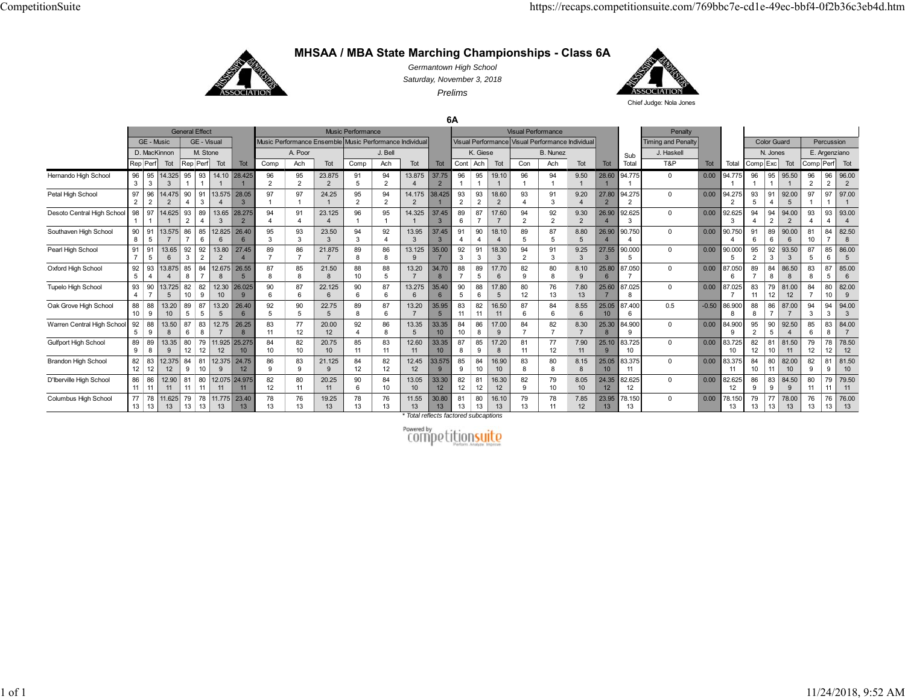# MHSAA / MBA State Marching Championships - Class 6A

Germantown High School

Saturday, November 3, 2018

Prelims

Chief Judge: Nola Jones

## 6A

| | General Effect | | | | | | | Music Performance | | | | | | | Visual Performance | | | | | | | | Penalty | | | Color Guard | | | Percussion | | |
|---|---|---|---|---|---|---|---|---|---|---|---|---|---|---|---|---|---|---|---|---|---|---|---|---|---|---|---|---|---|---|---|
| | GE - Music | | | GE - Visual | | | | Music Performance Ensemble | | | Music Performance Individual | | | | Visual Performance | | | Visual Performance Individual | | | | | Timing and Penalty | | | | | | | | |
| | D. MacKinnon | | | M. Stone | | | | A. Poor | | | J. Bell | | | | K. Giese | | | B. Nunez | | | | | J. Haskell | | | N. Jones | | | E. Argenziano | | |
| | Rep | Perf | Tot | Rep | Perf | Tot | Tot | Comp | Ach | Tot | Comp | Ach | Tot | Tot | Cont | Ach | Tot | Con | Ach | Tot | Tot | Sub Total | T&P | Tot | Total | Comp | Exc | Tot | Comp | Perf | Tot |
| Hernando High School | 96 / 3 | 95 / 3 | 14.325 / 3 | 95 / 1 | 93 / 1 | 14.10 / 1 | 28.425 / 1 | 96 / 2 | 95 / 2 | 23.875 / 2 | 91 / 5 | 94 / 2 | 13.875 / 4 | 37.75 / 2 | 96 / 1 | 95 / 1 | 19.10 / 1 | 96 / 1 | 94 / 1 | 9.50 / 1 | 28.60 / 1 | 94.775 / 1 | 0 | 0.00 | 94.775 / 1 | 96 / 1 | 95 / 1 | 95.50 / 1 | 96 / 2 | 96 / 2 | 96.00 / 2 |
| Petal High School | 97 / 2 | 96 / 2 | 14.475 / 2 | 90 / 4 | 91 / 3 | 13.575 / 4 | 28.05 / 3 | 97 / 1 | 97 / 1 | 24.25 / 1 | 95 / 2 | 94 / 2 | 14.175 / 2 | 38.425 / 1 | 93 / 2 | 93 / 2 | 18.60 / 2 | 93 / 4 | 91 / 3 | 9.20 / 4 | 27.80 / 2 | 94.275 / 2 | 0 | 0.00 | 94.275 / 2 | 93 / 5 | 91 / 4 | 92.00 / 5 | 97 / 1 | 97 / 1 | 97.00 / 1 |
| Desoto Central High School | 98 / 1 | 97 / 1 | 14.625 / 1 | 93 / 2 | 89 / 4 | 13.65 / 3 | 28.275 / 2 | 94 / 4 | 91 / 4 | 23.125 / 4 | 96 / 1 | 95 / 1 | 14.325 / 1 | 37.45 / 3 | 89 / 6 | 87 / 7 | 17.60 / 7 | 94 / 2 | 92 / 2 | 9.30 / 2 | 26.90 / 4 | 92.625 / 3 | 0 | 0.00 | 92.625 / 3 | 94 / 4 | 94 / 2 | 94.00 / 2 | 93 / 4 | 93 / 4 | 93.00 / 4 |
| Southaven High School | 90 / 8 | 91 / 5 | 13.575 / 7 | 86 / 7 | 85 / 6 | 12.825 / 6 | 26.40 / 6 | 95 / 3 | 93 / 3 | 23.50 / 3 | 94 / 3 | 92 / 4 | 13.95 / 3 | 37.45 / 3 | 91 / 4 | 90 / 4 | 18.10 / 4 | 89 / 5 | 87 / 5 | 8.80 / 5 | 26.90 / 4 | 90.750 / 4 | 0 | 0.00 | 90.750 / 4 | 91 / 6 | 89 / 6 | 90.00 / 6 | 81 / 10 | 84 / 7 | 82.50 / 8 |
| Pearl High School | 91 / 7 | 91 / 5 | 13.65 / 6 | 92 / 3 | 92 / 2 | 13.80 / 2 | 27.45 / 4 | 89 / 7 | 86 / 7 | 21.875 / 7 | 89 / 8 | 86 / 8 | 13.125 / 9 | 35.00 / 7 | 92 / 3 | 91 / 3 | 18.30 / 3 | 94 / 2 | 91 / 3 | 9.25 / 3 | 27.55 / 3 | 90.000 / 5 | 0 | 0.00 | 90.000 / 5 | 95 / 2 | 92 / 3 | 93.50 / 3 | 87 / 5 | 85 / 6 | 86.00 / 5 |
| Oxford High School | 92 / 5 | 93 / 4 | 13.875 / 4 | 85 / 8 | 84 / 7 | 12.675 / 8 | 26.55 / 5 | 87 / 8 | 85 / 8 | 21.50 / 8 | 88 / 10 | 88 / 5 | 13.20 / 7 | 34.70 / 8 | 88 / 7 | 89 / 5 | 17.70 / 6 | 82 / 9 | 80 / 8 | 8.10 / 9 | 25.80 / 6 | 87.050 / 7 | 0 | 0.00 | 87.050 / 6 | 89 / 7 | 84 / 8 | 86.50 / 8 | 83 / 8 | 87 / 5 | 85.00 / 6 |
| Tupelo High School | 93 / 4 | 90 / 7 | 13.725 / 5 | 82 / 10 | 82 / 9 | 12.30 / 10 | 26.025 / 9 | 90 / 6 | 87 / 6 | 22.125 / 6 | 90 / 6 | 87 / 6 | 13.275 / 6 | 35.40 / 6 | 90 / 5 | 88 / 6 | 17.80 / 5 | 80 / 12 | 76 / 13 | 7.80 / 13 | 25.60 / 7 | 87.025 / 8 | 0 | 0.00 | 87.025 / 7 | 83 / 11 | 79 / 12 | 81.00 / 12 | 84 / 7 | 80 / 10 | 82.00 / 9 |
| Oak Grove High School | 88 / 10 | 88 / 9 | 13.20 / 10 | 89 / 5 | 87 / 5 | 13.20 / 5 | 26.40 / 6 | 92 / 5 | 90 / 5 | 22.75 / 5 | 89 / 8 | 87 / 6 | 13.20 / 7 | 35.95 / 5 | 83 / 11 | 82 / 11 | 16.50 / 11 | 87 / 6 | 84 / 6 | 8.55 / 6 | 25.05 / 10 | 87.400 / 6 | 0.5 | -0.50 | 86.900 / 8 | 88 / 8 | 86 / 7 | 87.00 / 7 | 94 / 3 | 94 / 3 | 94.00 / 3 |
| Warren Central High School | 92 / 5 | 88 / 9 | 13.50 / 8 | 87 / 6 | 83 / 8 | 12.75 / 7 | 26.25 / 8 | 83 / 11 | 77 / 12 | 20.00 / 12 | 92 / 4 | 86 / 8 | 13.35 / 5 | 33.35 / 10 | 84 / 10 | 86 / 8 | 17.00 / 9 | 84 / 7 | 82 / 7 | 8.30 / 7 | 25.30 / 8 | 84.900 / 9 | 0 | 0.00 | 84.900 / 9 | 95 / 2 | 90 / 5 | 92.50 / 4 | 85 / 6 | 83 / 8 | 84.00 / 7 |
| Gulfport High School | 89 / 9 | 89 / 8 | 13.35 / 9 | 80 / 12 | 79 / 12 | 11.925 / 12 | 25.275 / 10 | 84 / 10 | 82 / 10 | 20.75 / 10 | 85 / 11 | 83 / 11 | 12.60 / 11 | 33.35 / 10 | 87 / 8 | 85 / 9 | 17.20 / 8 | 81 / 11 | 77 / 12 | 7.90 / 11 | 25.10 / 9 | 83.725 / 10 | 0 | 0.00 | 83.725 / 10 | 82 / 12 | 81 / 10 | 81.50 / 11 | 79 / 12 | 78 / 12 | 78.50 / 12 |
| Brandon High School | 82 / 12 | 83 / 12 | 12.375 / 12 | 84 / 9 | 81 / 10 | 12.375 / 9 | 24.75 / 12 | 86 / 9 | 83 / 9 | 21.125 / 9 | 84 / 12 | 82 / 12 | 12.45 / 12 | 33.575 / 9 | 85 / 9 | 84 / 10 | 16.90 / 10 | 83 / 8 | 80 / 8 | 8.15 / 8 | 25.05 / 10 | 83.375 / 11 | 0 | 0.00 | 83.375 / 11 | 84 / 10 | 80 / 11 | 82.00 / 10 | 82 / 9 | 81 / 9 | 81.50 / 10 |
| D'Iberville High School | 86 / 11 | 86 / 11 | 12.90 / 11 | 81 / 11 | 80 / 11 | 12.075 / 11 | 24.975 / 11 | 82 / 12 | 80 / 11 | 20.25 / 11 | 90 / 6 | 84 / 10 | 13.05 / 10 | 33.30 / 12 | 82 / 12 | 81 / 12 | 16.30 / 12 | 82 / 9 | 79 / 10 | 8.05 / 10 | 24.35 / 12 | 82.625 / 12 | 0 | 0.00 | 82.625 / 12 | 86 / 9 | 83 / 9 | 84.50 / 9 | 80 / 11 | 79 / 11 | 79.50 / 11 |
| Columbus High School | 77 / 13 | 78 / 13 | 11.625 / 13 | 79 / 13 | 78 / 13 | 11.775 / 13 | 23.40 / 13 | 78 / 13 | 76 / 13 | 19.25 / 13 | 78 / 13 | 76 / 13 | 11.55 / 13 | 30.80 / 13 | 81 / 13 | 80 / 13 | 16.10 / 13 | 79 / 13 | 78 / 11 | 7.85 / 12 | 23.95 / 13 | 78.150 / 13 | 0 | 0.00 | 78.150 / 13 | 79 / 13 | 77 / 13 | 78.00 / 13 | 76 / 13 | 76 / 13 | 76.00 / 13 |

* Total reflects factored subcaptions

Powered by competitionsuite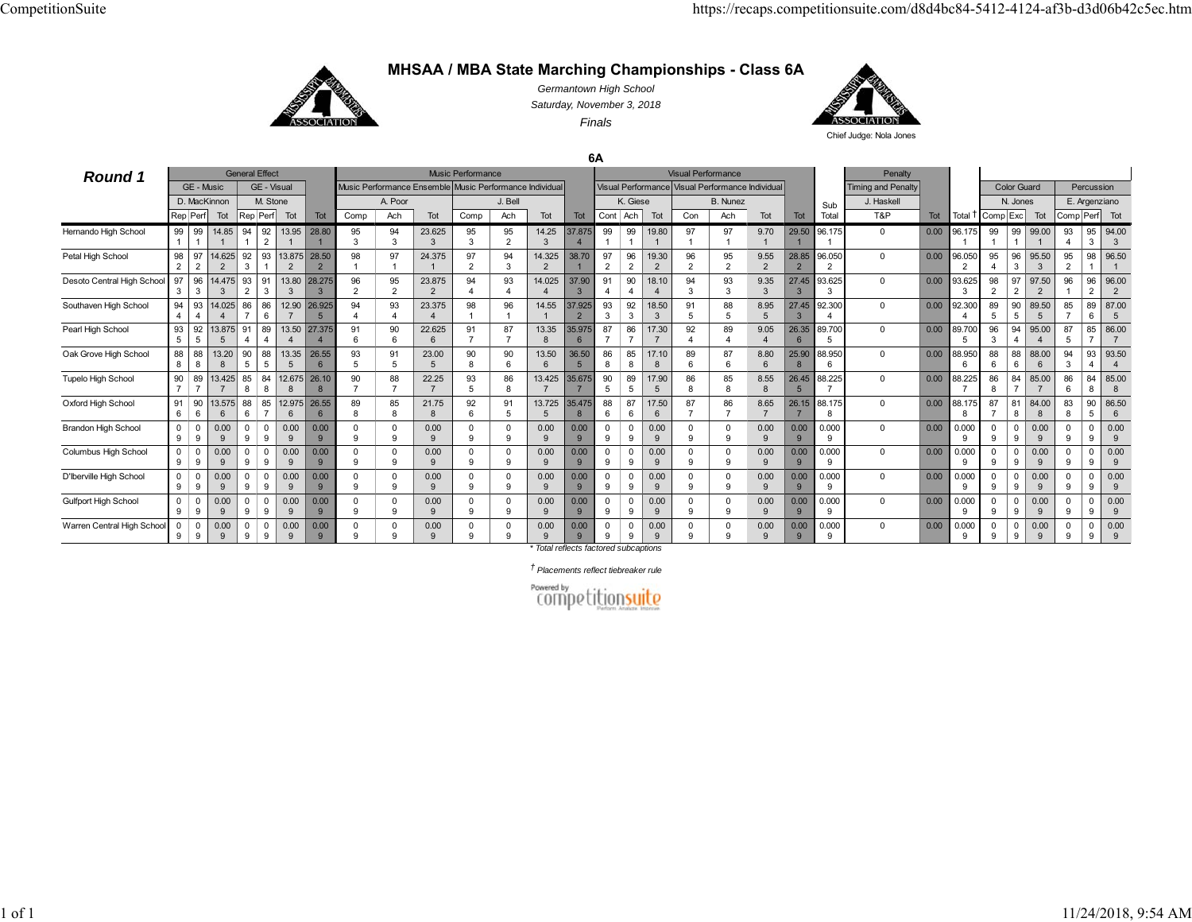# MHSAA / MBA State Marching Championships - Class 6A

*Germantown High School*

*Saturday, November 3, 2018*

*Finals*

Chief Judge: Nola Jones

## 6A

**Round 1**

| | General Effect | | | | | | | Music Performance | | | | | | | Visual Performance | | | | | | | | Penalty | | | Color Guard | | | Percussion | | |
|---|---|---|---|---|---|---|---|---|---|---|---|---|---|---|---|---|---|---|---|---|---|---|---|---|---|---|---|---|---|---|---|
| | GE - Music | | | GE - Visual | | | | Music Performance Ensemble | | | Music Performance Individual | | | | Visual Performance | | | Visual Performance Individual | | | | | Timing and Penalty | | | | | | | | |
| | D. MacKinnon | | | M. Stone | | | | A. Poor | | | J. Bell | | | | K. Giese | | | B. Nunez | | | | | J. Haskell | | | N. Jones | | | E. Argenziano | | |
| | Rep | Perf | Tot | Rep | Perf | Tot | Tot | Comp | Ach | Tot | Comp | Ach | Tot | Tot | Cont | Ach | Tot | Con | Ach | Tot | Tot | Sub Total | T&P | Tot | Total † | Comp | Exc | Tot | Comp | Perf | Tot |
| Hernando High School | 99 1 | 99 1 | 14.85 1 | 94 1 | 92 2 | 13.95 1 | 28.80 1 | 95 3 | 94 3 | 23.625 3 | 95 3 | 95 2 | 14.25 3 | 37.875 4 | 99 1 | 99 1 | 19.80 1 | 97 1 | 97 1 | 9.70 1 | 29.50 1 | 96.175 1 | 0 | 0.00 | 96.175 1 | 99 1 | 99 1 | 99.00 1 | 93 4 | 95 3 | 94.00 3 |
| Petal High School | 98 2 | 97 2 | 14.625 2 | 92 3 | 93 1 | 13.875 2 | 28.50 2 | 98 1 | 97 1 | 24.375 1 | 97 2 | 94 3 | 14.325 2 | 38.70 1 | 97 2 | 96 2 | 19.30 2 | 96 2 | 95 2 | 9.55 2 | 28.85 2 | 96.050 2 | 0 | 0.00 | 96.050 2 | 95 4 | 96 3 | 95.50 3 | 95 2 | 98 1 | 96.50 1 |
| Desoto Central High School | 97 3 | 96 3 | 14.475 3 | 93 2 | 91 3 | 13.80 3 | 28.275 3 | 96 2 | 95 2 | 23.875 2 | 94 4 | 93 4 | 14.025 4 | 37.90 3 | 91 4 | 90 4 | 18.10 4 | 94 3 | 93 3 | 9.35 3 | 27.45 3 | 93.625 3 | 0 | 0.00 | 93.625 3 | 98 2 | 97 2 | 97.50 2 | 96 1 | 96 2 | 96.00 2 |
| Southaven High School | 94 4 | 93 4 | 14.025 4 | 86 7 | 86 6 | 12.90 7 | 26.925 5 | 94 4 | 93 4 | 23.375 4 | 98 1 | 96 1 | 14.55 1 | 37.925 2 | 93 3 | 92 3 | 18.50 3 | 91 5 | 88 5 | 8.95 5 | 27.45 3 | 92.300 4 | 0 | 0.00 | 92.300 4 | 89 5 | 90 5 | 89.50 5 | 85 7 | 89 6 | 87.00 5 |
| Pearl High School | 93 5 | 92 5 | 13.875 5 | 91 4 | 89 4 | 13.50 4 | 27.375 4 | 91 6 | 90 6 | 22.625 6 | 91 7 | 87 7 | 13.35 8 | 35.975 6 | 87 7 | 86 7 | 17.30 7 | 92 4 | 89 4 | 9.05 4 | 26.35 6 | 89.700 5 | 0 | 0.00 | 89.700 5 | 96 3 | 94 4 | 95.00 4 | 87 5 | 85 7 | 86.00 7 |
| Oak Grove High School | 88 8 | 88 8 | 13.20 8 | 90 5 | 88 5 | 13.35 5 | 26.55 6 | 93 5 | 91 5 | 23.00 5 | 90 8 | 90 6 | 13.50 6 | 36.50 5 | 86 8 | 85 8 | 17.10 8 | 89 6 | 87 6 | 8.80 6 | 25.90 8 | 88.950 6 | 0 | 0.00 | 88.950 6 | 88 6 | 88 6 | 88.00 6 | 94 3 | 93 4 | 93.50 4 |
| Tupelo High School | 90 7 | 89 7 | 13.425 7 | 85 8 | 84 8 | 12.675 8 | 26.10 8 | 90 7 | 88 7 | 22.25 7 | 93 5 | 86 8 | 13.425 7 | 35.675 7 | 90 5 | 89 5 | 17.90 5 | 86 8 | 85 8 | 8.55 8 | 26.45 5 | 88.225 7 | 0 | 0.00 | 88.225 7 | 86 8 | 84 7 | 85.00 7 | 86 6 | 84 8 | 85.00 8 |
| Oxford High School | 91 6 | 90 6 | 13.575 6 | 88 6 | 85 7 | 12.975 6 | 26.55 6 | 89 8 | 85 8 | 21.75 8 | 92 6 | 91 5 | 13.725 5 | 35.475 8 | 88 6 | 87 6 | 17.50 6 | 87 7 | 86 7 | 8.65 7 | 26.15 7 | 88.175 8 | 0 | 0.00 | 88.175 8 | 87 7 | 81 8 | 84.00 8 | 83 8 | 90 5 | 86.50 6 |
| Brandon High School | 0 9 | 0 9 | 0.00 9 | 0 9 | 0 9 | 0.00 9 | 0.00 9 | 0 9 | 0 9 | 0.00 9 | 0 9 | 0 9 | 0.00 9 | 0.00 9 | 0 9 | 0 9 | 0.00 9 | 0 9 | 0 9 | 0.00 9 | 0.00 9 | 0.000 9 | 0 | 0.00 | 0.000 9 | 0 9 | 0 9 | 0.00 9 | 0 9 | 0 9 | 0.00 9 |
| Columbus High School | 0 9 | 0 9 | 0.00 9 | 0 9 | 0 9 | 0.00 9 | 0.00 9 | 0 9 | 0 9 | 0.00 9 | 0 9 | 0 9 | 0.00 9 | 0.00 9 | 0 9 | 0 9 | 0.00 9 | 0 9 | 0 9 | 0.00 9 | 0.00 9 | 0.000 9 | 0 | 0.00 | 0.000 9 | 0 9 | 0 9 | 0.00 9 | 0 9 | 0 9 | 0.00 9 |
| D'Iberville High School | 0 9 | 0 9 | 0.00 9 | 0 9 | 0 9 | 0.00 9 | 0.00 9 | 0 9 | 0 9 | 0.00 9 | 0 9 | 0 9 | 0.00 9 | 0.00 9 | 0 9 | 0 9 | 0.00 9 | 0 9 | 0 9 | 0.00 9 | 0.00 9 | 0.000 9 | 0 | 0.00 | 0.000 9 | 0 9 | 0 9 | 0.00 9 | 0 9 | 0 9 | 0.00 9 |
| Gulfport High School | 0 9 | 0 9 | 0.00 9 | 0 9 | 0 9 | 0.00 9 | 0.00 9 | 0 9 | 0 9 | 0.00 9 | 0 9 | 0 9 | 0.00 9 | 0.00 9 | 0 9 | 0 9 | 0.00 9 | 0 9 | 0 9 | 0.00 9 | 0.00 9 | 0.000 9 | 0 | 0.00 | 0.000 9 | 0 9 | 0 9 | 0.00 9 | 0 9 | 0 9 | 0.00 9 |
| Warren Central High School | 0 9 | 0 9 | 0.00 9 | 0 9 | 0 9 | 0.00 9 | 0.00 9 | 0 9 | 0 9 | 0.00 9 | 0 9 | 0 9 | 0.00 9 | 0.00 9 | 0 9 | 0 9 | 0.00 9 | 0 9 | 0 9 | 0.00 9 | 0.00 9 | 0.000 9 | 0 | 0.00 | 0.000 9 | 0 9 | 0 9 | 0.00 9 | 0 9 | 0 9 | 0.00 9 |

* Total reflects factored subcaptions

† Placements reflect tiebreaker rule

Powered by competitionsuite